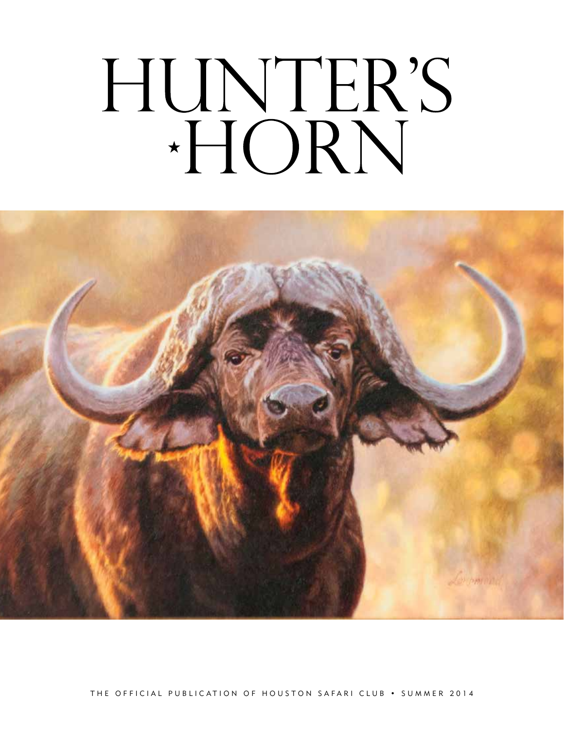# HUNTER'S ★HORN

THE OFFICIAL PUBLICATION OF HOUSTON SAFARI CLUB • SUMMER 2014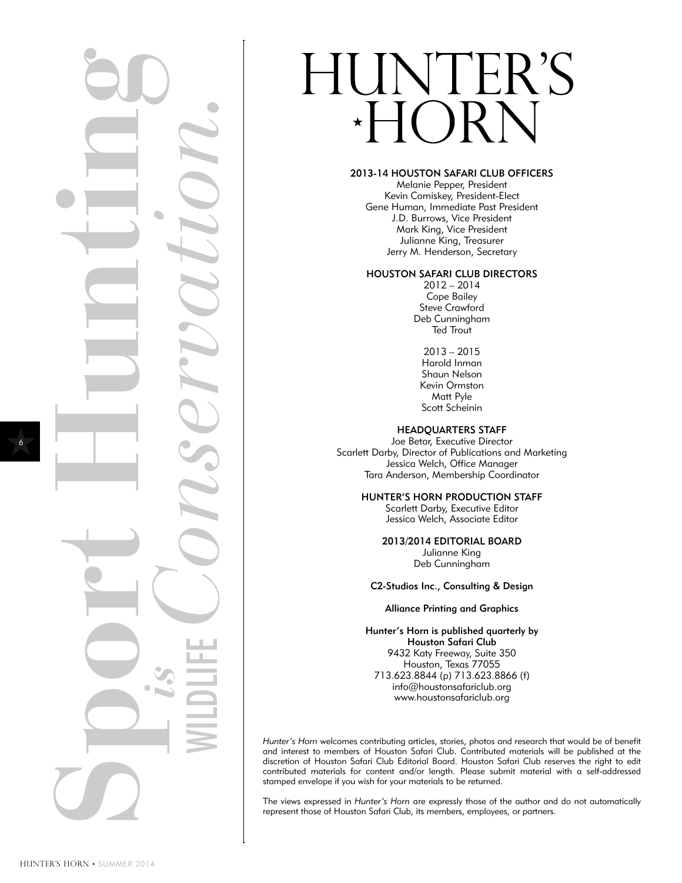# HUNTER'S HORN

Sport Hunting *is* WILDLIFE *Conservation.*

### 2013-14 HOUSTON SAFARI CLUB OFFICERS

Melanie Pepper, President
Kevin Comiskey, President-Elect
Gene Human, Immediate Past President
J.D. Burrows, Vice President
Mark King, Vice President
Julianne King, Treasurer
Jerry M. Henderson, Secretary

### HOUSTON SAFARI CLUB DIRECTORS

2012 – 2014
Cope Bailey
Steve Crawford
Deb Cunningham
Ted Trout

2013 – 2015
Harold Inman
Shaun Nelson
Kevin Ormston
Matt Pyle
Scott Scheinin

### HEADQUARTERS STAFF

Joe Betar, Executive Director
Scarlett Darby, Director of Publications and Marketing
Jessica Welch, Office Manager
Tara Anderson, Membership Coordinator

### HUNTER'S HORN PRODUCTION STAFF

Scarlett Darby, Executive Editor
Jessica Welch, Associate Editor

### 2013/2014 EDITORIAL BOARD

Julianne King
Deb Cunningham

C2-Studios Inc., Consulting & Design

Alliance Printing and Graphics

Hunter's Horn is published quarterly by
Houston Safari Club
9432 Katy Freeway, Suite 350
Houston, Texas 77055
713.623.8844 (p) 713.623.8866 (f)
info@houstonsafariclub.org
www.houstonsafariclub.org

*Hunter's Horn* welcomes contributing articles, stories, photos and research that would be of benefit and interest to members of Houston Safari Club. Contributed materials will be published at the discretion of Houston Safari Club Editorial Board. Houston Safari Club reserves the right to edit contributed materials for content and/or length. Please submit material with a self-addressed stamped envelope if you wish for your materials to be returned.

The views expressed in *Hunter's Horn* are expressly those of the author and do not automatically represent those of Houston Safari Club, its members, employees, or partners.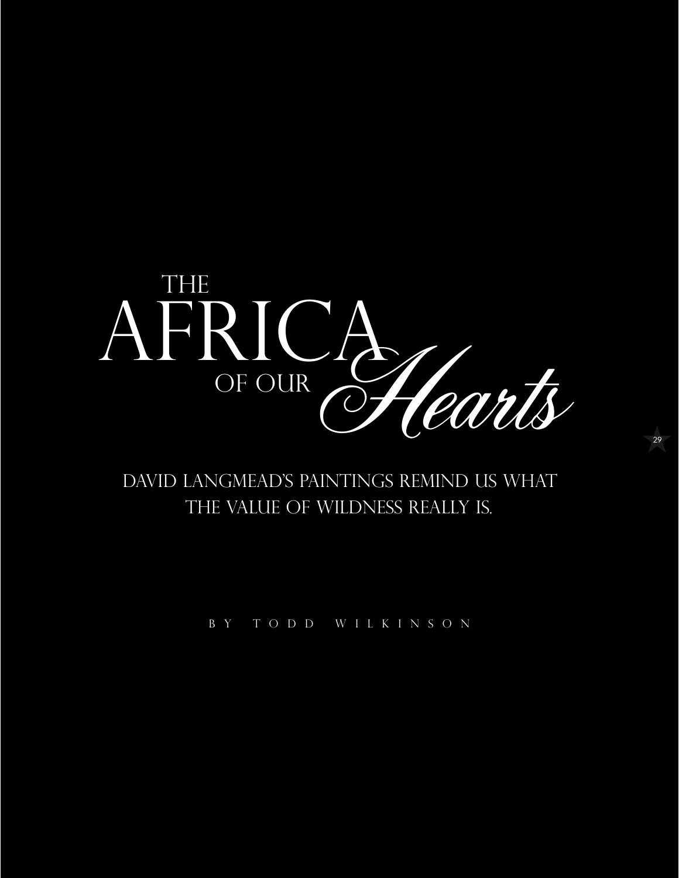# The Africa of our Hearts

DAVID LANGMEAD'S PAINTINGS REMIND US WHAT THE VALUE OF WILDNESS REALLY IS.

BY TODD WILKINSON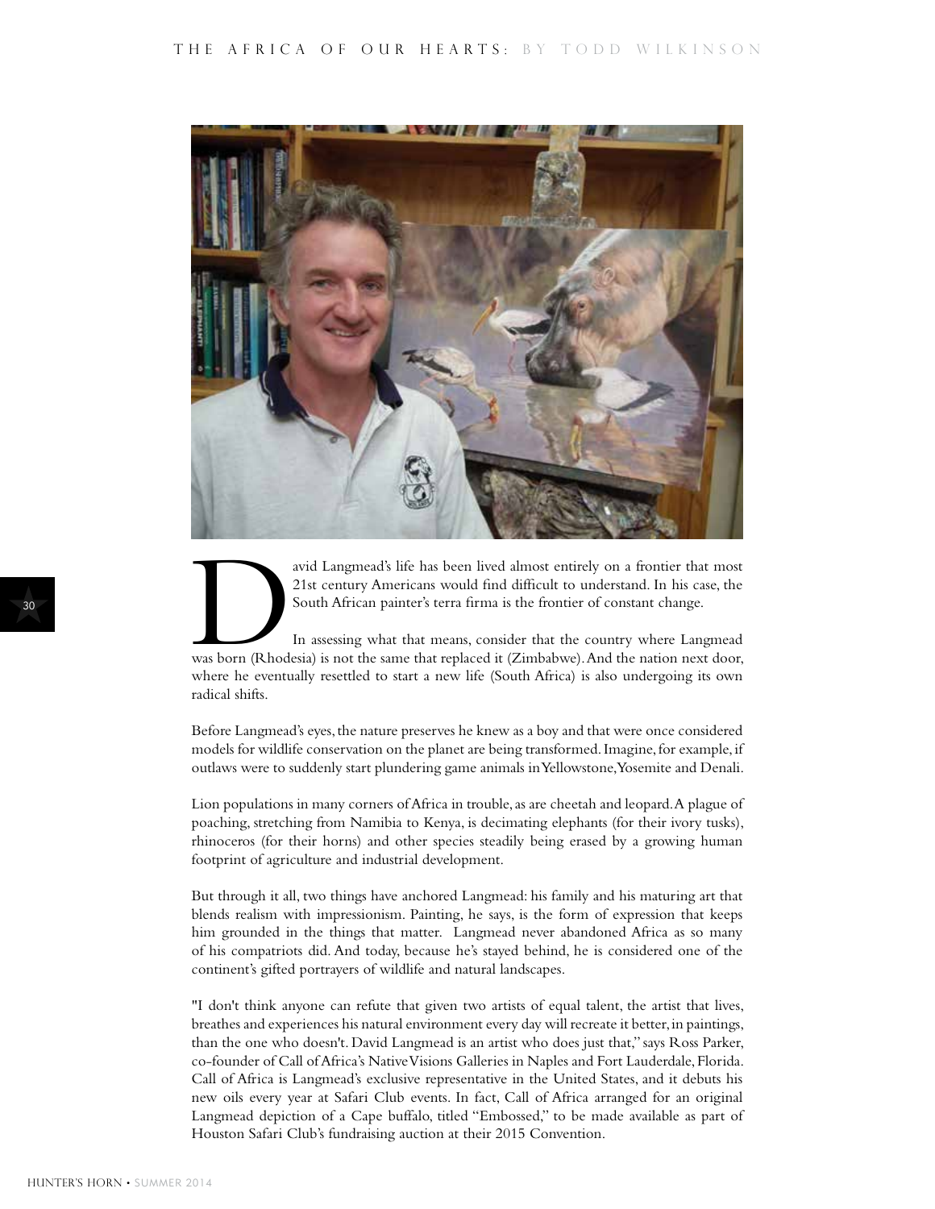David Langmead's life has been lived almost entirely on a frontier that most 21st century Americans would find difficult to understand. In his case, the South African painter's terra firma is the frontier of constant change.

In assessing what that means, consider that the country where Langmead was born (Rhodesia) is not the same that replaced it (Zimbabwe). And the nation next door, where he eventually resettled to start a new life (South Africa) is also undergoing its own radical shifts.

Before Langmead's eyes, the nature preserves he knew as a boy and that were once considered models for wildlife conservation on the planet are being transformed. Imagine, for example, if outlaws were to suddenly start plundering game animals in Yellowstone, Yosemite and Denali.

Lion populations in many corners of Africa in trouble, as are cheetah and leopard. A plague of poaching, stretching from Namibia to Kenya, is decimating elephants (for their ivory tusks), rhinoceros (for their horns) and other species steadily being erased by a growing human footprint of agriculture and industrial development.

But through it all, two things have anchored Langmead: his family and his maturing art that blends realism with impressionism. Painting, he says, is the form of expression that keeps him grounded in the things that matter. Langmead never abandoned Africa as so many of his compatriots did. And today, because he's stayed behind, he is considered one of the continent's gifted portrayers of wildlife and natural landscapes.

"I don't think anyone can refute that given two artists of equal talent, the artist that lives, breathes and experiences his natural environment every day will recreate it better, in paintings, than the one who doesn't. David Langmead is an artist who does just that," says Ross Parker, co-founder of Call of Africa's Native Visions Galleries in Naples and Fort Lauderdale, Florida. Call of Africa is Langmead's exclusive representative in the United States, and it debuts his new oils every year at Safari Club events. In fact, Call of Africa arranged for an original Langmead depiction of a Cape buffalo, titled "Embossed," to be made available as part of Houston Safari Club's fundraising auction at their 2015 Convention.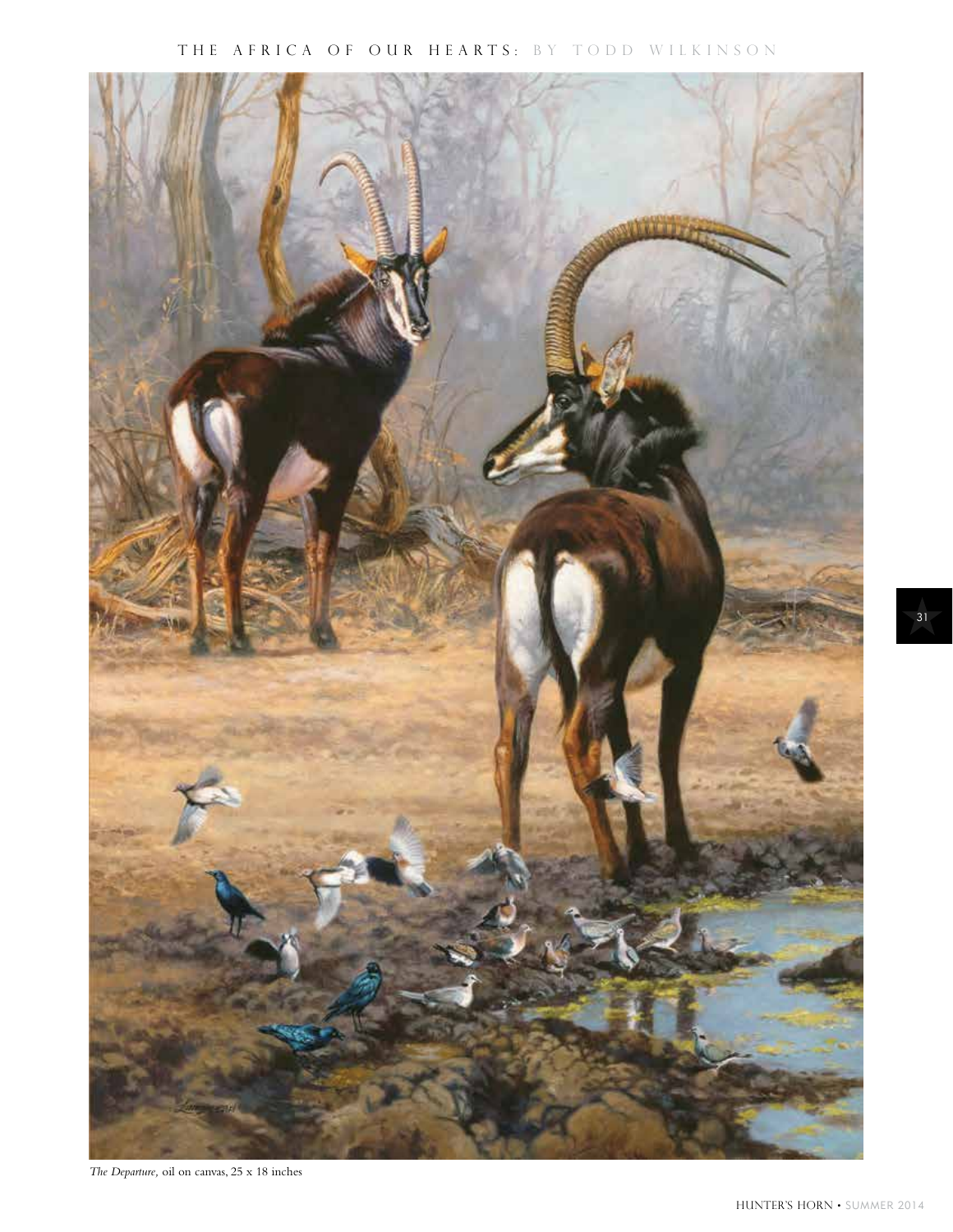*The Departure,* oil on canvas, 25 x 18 inches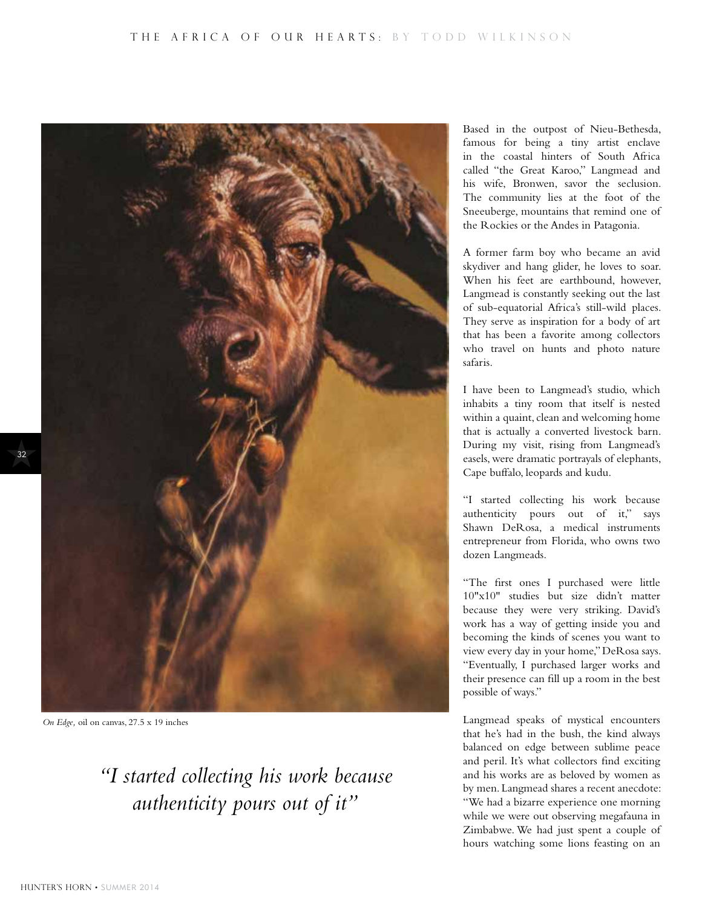*On Edge,* oil on canvas, 27.5 x 19 inches

> *"I started collecting his work because authenticity pours out of it"*

Based in the outpost of Nieu-Bethesda, famous for being a tiny artist enclave in the coastal hinters of South Africa called "the Great Karoo," Langmead and his wife, Bronwen, savor the seclusion. The community lies at the foot of the Sneeuberge, mountains that remind one of the Rockies or the Andes in Patagonia.

A former farm boy who became an avid skydiver and hang glider, he loves to soar. When his feet are earthbound, however, Langmead is constantly seeking out the last of sub-equatorial Africa's still-wild places. They serve as inspiration for a body of art that has been a favorite among collectors who travel on hunts and photo nature safaris.

I have been to Langmead's studio, which inhabits a tiny room that itself is nested within a quaint, clean and welcoming home that is actually a converted livestock barn. During my visit, rising from Langmead's easels, were dramatic portrayals of elephants, Cape buffalo, leopards and kudu.

"I started collecting his work because authenticity pours out of it," says Shawn DeRosa, a medical instruments entrepreneur from Florida, who owns two dozen Langmeads.

"The first ones I purchased were little 10"x10" studies but size didn't matter because they were very striking. David's work has a way of getting inside you and becoming the kinds of scenes you want to view every day in your home," DeRosa says. "Eventually, I purchased larger works and their presence can fill up a room in the best possible of ways."

Langmead speaks of mystical encounters that he's had in the bush, the kind always balanced on edge between sublime peace and peril. It's what collectors find exciting and his works are as beloved by women as by men. Langmead shares a recent anecdote: "We had a bizarre experience one morning while we were out observing megafauna in Zimbabwe. We had just spent a couple of hours watching some lions feasting on an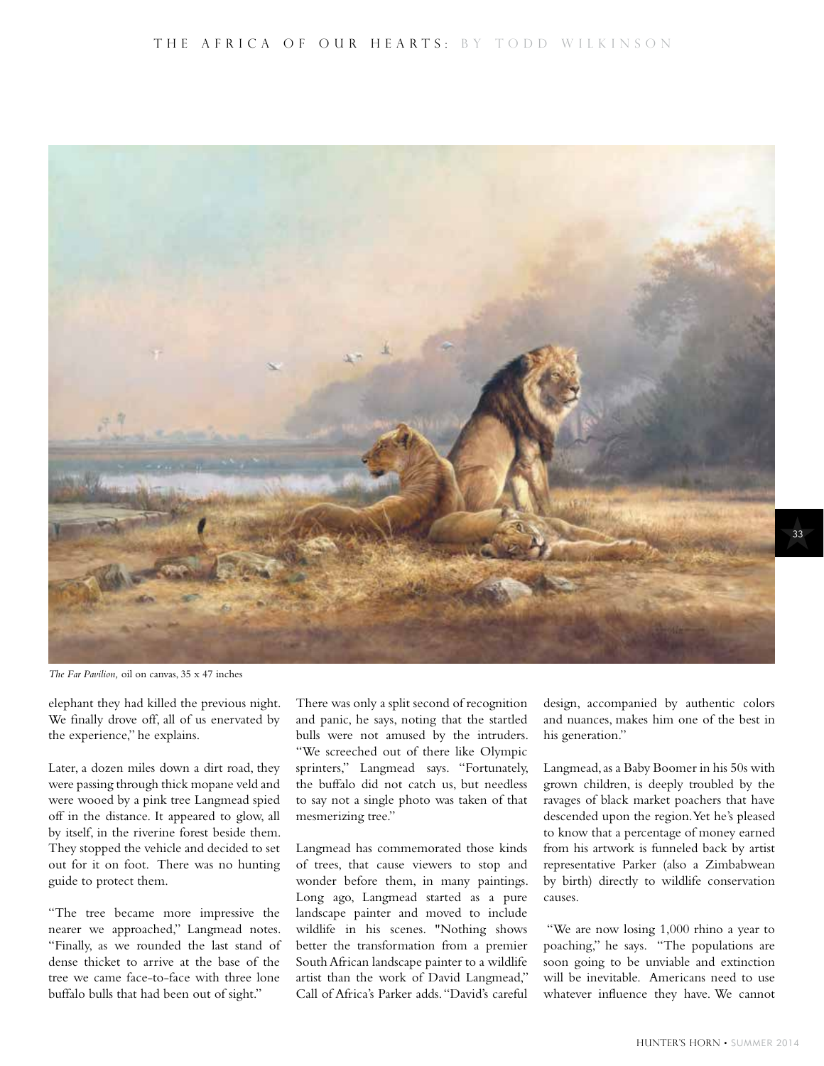*The Far Pavilion,* oil on canvas, 35 x 47 inches

elephant they had killed the previous night. We finally drove off, all of us enervated by the experience," he explains.

Later, a dozen miles down a dirt road, they were passing through thick mopane veld and were wooed by a pink tree Langmead spied off in the distance. It appeared to glow, all by itself, in the riverine forest beside them. They stopped the vehicle and decided to set out for it on foot. There was no hunting guide to protect them.

"The tree became more impressive the nearer we approached," Langmead notes. "Finally, as we rounded the last stand of dense thicket to arrive at the base of the tree we came face-to-face with three lone buffalo bulls that had been out of sight."

There was only a split second of recognition and panic, he says, noting that the startled bulls were not amused by the intruders. "We screeched out of there like Olympic sprinters," Langmead says. "Fortunately, the buffalo did not catch us, but needless to say not a single photo was taken of that mesmerizing tree."

Langmead has commemorated those kinds of trees, that cause viewers to stop and wonder before them, in many paintings. Long ago, Langmead started as a pure landscape painter and moved to include wildlife in his scenes. "Nothing shows better the transformation from a premier South African landscape painter to a wildlife artist than the work of David Langmead," Call of Africa's Parker adds. "David's careful design, accompanied by authentic colors and nuances, makes him one of the best in his generation."

Langmead, as a Baby Boomer in his 50s with grown children, is deeply troubled by the ravages of black market poachers that have descended upon the region. Yet he's pleased to know that a percentage of money earned from his artwork is funneled back by artist representative Parker (also a Zimbabwean by birth) directly to wildlife conservation causes.

"We are now losing 1,000 rhino a year to poaching," he says. "The populations are soon going to be unviable and extinction will be inevitable. Americans need to use whatever influence they have. We cannot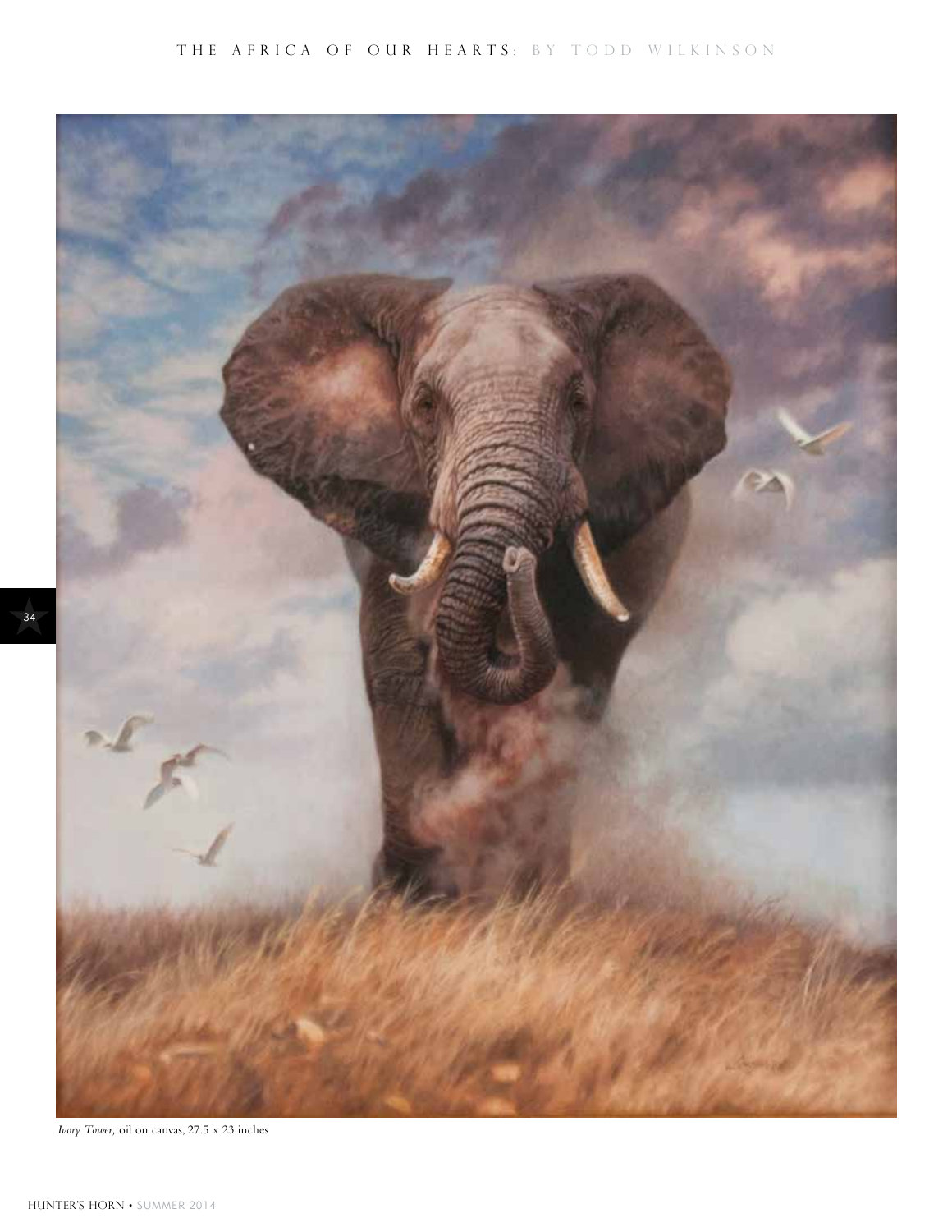*Ivory Tower,* oil on canvas, 27.5 x 23 inches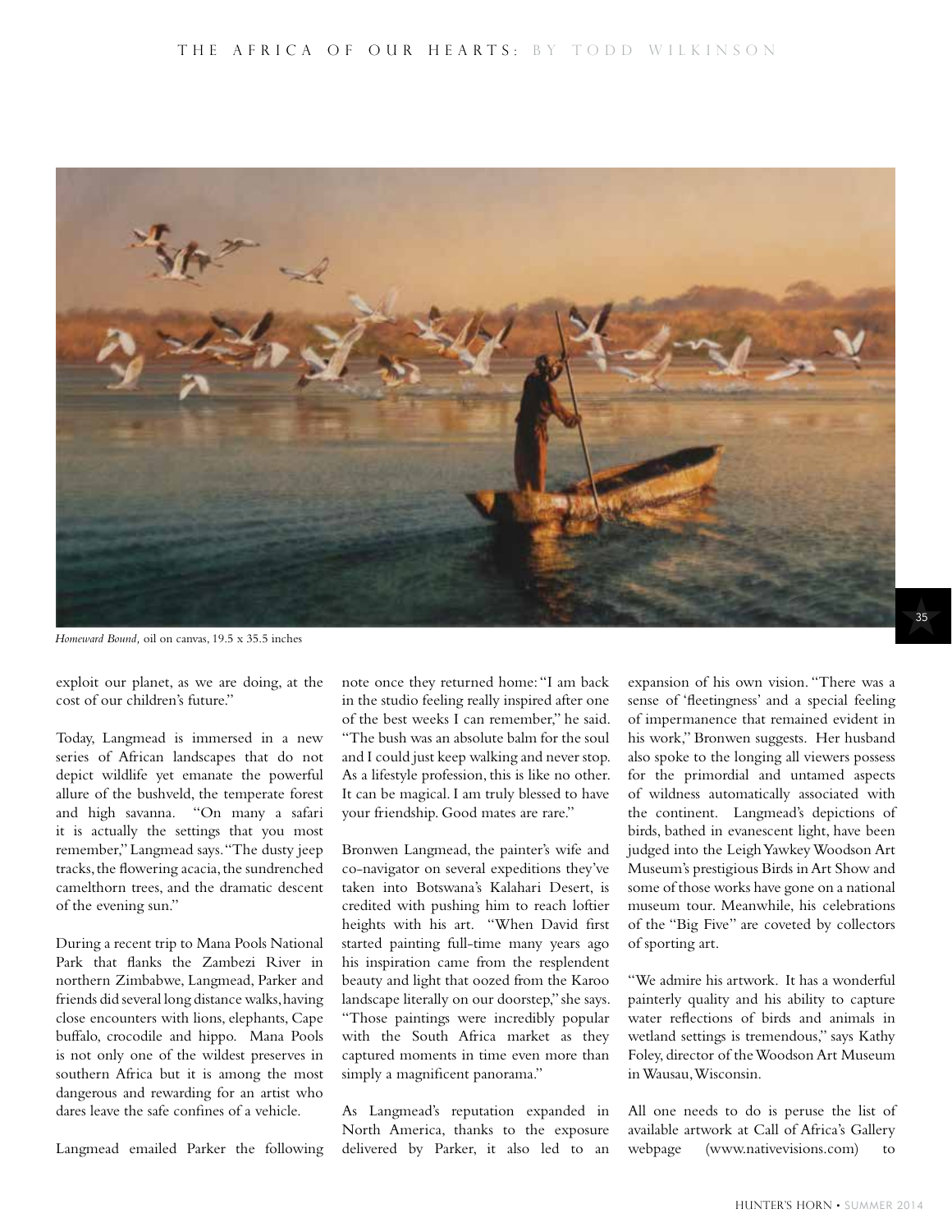*Homeward Bound,* oil on canvas, 19.5 x 35.5 inches

exploit our planet, as we are doing, at the cost of our children's future."

Today, Langmead is immersed in a new series of African landscapes that do not depict wildlife yet emanate the powerful allure of the bushveld, the temperate forest and high savanna. "On many a safari it is actually the settings that you most remember," Langmead says. "The dusty jeep tracks, the flowering acacia, the sundrenched camelthorn trees, and the dramatic descent of the evening sun."

During a recent trip to Mana Pools National Park that flanks the Zambezi River in northern Zimbabwe, Langmead, Parker and friends did several long distance walks, having close encounters with lions, elephants, Cape buffalo, crocodile and hippo. Mana Pools is not only one of the wildest preserves in southern Africa but it is among the most dangerous and rewarding for an artist who dares leave the safe confines of a vehicle.

Langmead emailed Parker the following note once they returned home: "I am back in the studio feeling really inspired after one of the best weeks I can remember," he said. "The bush was an absolute balm for the soul and I could just keep walking and never stop. As a lifestyle profession, this is like no other. It can be magical. I am truly blessed to have your friendship. Good mates are rare."

Bronwen Langmead, the painter's wife and co-navigator on several expeditions they've taken into Botswana's Kalahari Desert, is credited with pushing him to reach loftier heights with his art. "When David first started painting full-time many years ago his inspiration came from the resplendent beauty and light that oozed from the Karoo landscape literally on our doorstep," she says. "Those paintings were incredibly popular with the South Africa market as they captured moments in time even more than simply a magnificent panorama."

As Langmead's reputation expanded in North America, thanks to the exposure delivered by Parker, it also led to an expansion of his own vision. "There was a sense of 'fleetingness' and a special feeling of impermanence that remained evident in his work," Bronwen suggests. Her husband also spoke to the longing all viewers possess for the primordial and untamed aspects of wildness automatically associated with the continent. Langmead's depictions of birds, bathed in evanescent light, have been judged into the Leigh Yawkey Woodson Art Museum's prestigious Birds in Art Show and some of those works have gone on a national museum tour. Meanwhile, his celebrations of the "Big Five" are coveted by collectors of sporting art.

"We admire his artwork. It has a wonderful painterly quality and his ability to capture water reflections of birds and animals in wetland settings is tremendous," says Kathy Foley, director of the Woodson Art Museum in Wausau, Wisconsin.

All one needs to do is peruse the list of available artwork at Call of Africa's Gallery webpage (www.nativevisions.com) to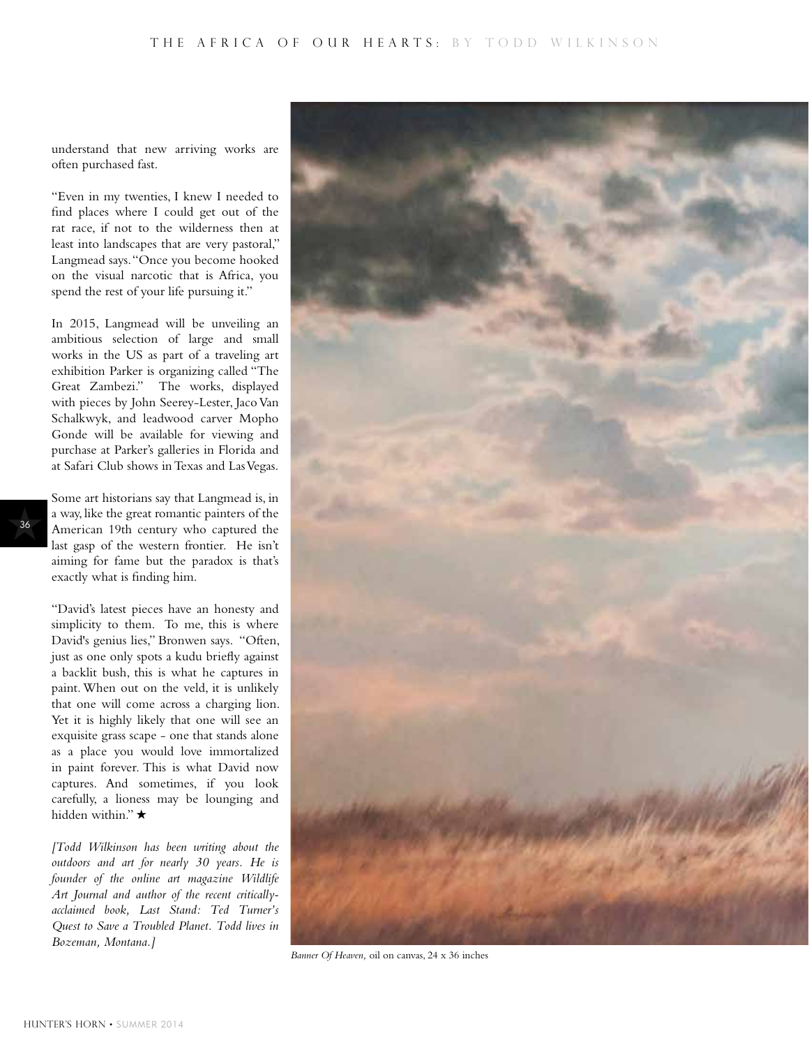understand that new arriving works are often purchased fast.

"Even in my twenties, I knew I needed to find places where I could get out of the rat race, if not to the wilderness then at least into landscapes that are very pastoral," Langmead says. "Once you become hooked on the visual narcotic that is Africa, you spend the rest of your life pursuing it."

In 2015, Langmead will be unveiling an ambitious selection of large and small works in the US as part of a traveling art exhibition Parker is organizing called "The Great Zambezi." The works, displayed with pieces by John Seerey-Lester, Jaco Van Schalkwyk, and leadwood carver Mopho Gonde will be available for viewing and purchase at Parker's galleries in Florida and at Safari Club shows in Texas and Las Vegas.

Some art historians say that Langmead is, in a way, like the great romantic painters of the American 19th century who captured the last gasp of the western frontier. He isn't aiming for fame but the paradox is that's exactly what is finding him.

"David's latest pieces have an honesty and simplicity to them. To me, this is where David's genius lies," Bronwen says. "Often, just as one only spots a kudu briefly against a backlit bush, this is what he captures in paint. When out on the veld, it is unlikely that one will come across a charging lion. Yet it is highly likely that one will see an exquisite grass scape - one that stands alone as a place you would love immortalized in paint forever. This is what David now captures. And sometimes, if you look carefully, a lioness may be lounging and hidden within." ★

*[Todd Wilkinson has been writing about the outdoors and art for nearly 30 years. He is founder of the online art magazine Wildlife Art Journal and author of the recent critically-acclaimed book, Last Stand: Ted Turner's Quest to Save a Troubled Planet. Todd lives in Bozeman, Montana.]*

*Banner Of Heaven,* oil on canvas, 24 x 36 inches